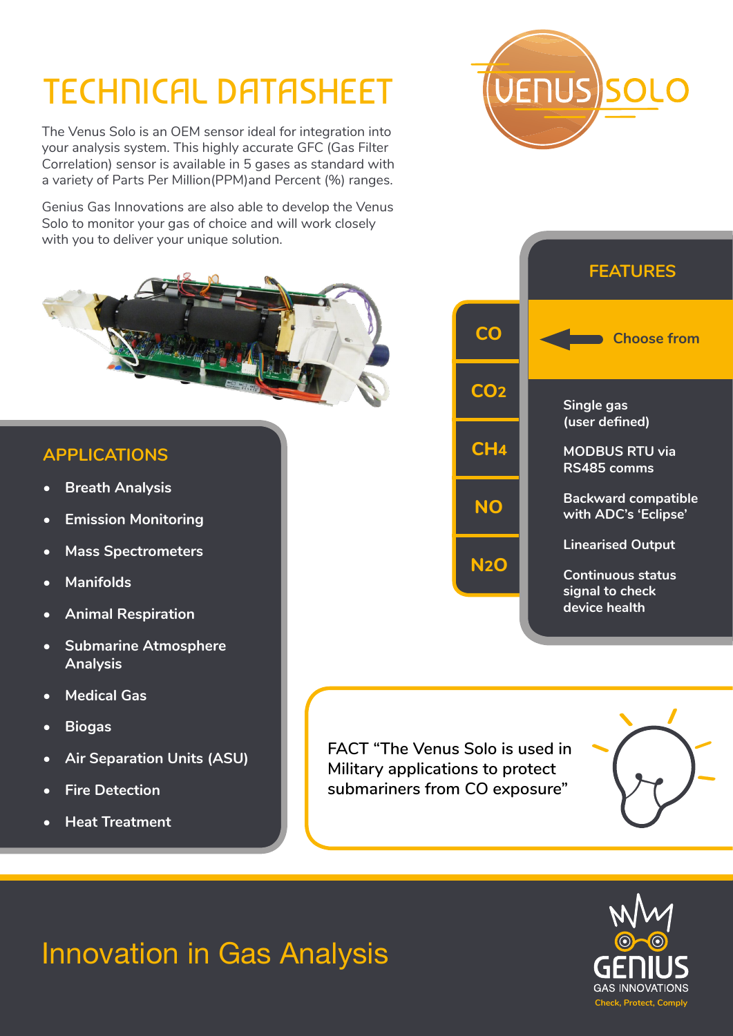# TECHNICAL DATASHEET

The Venus Solo is an OEM sensor ideal for integration into your analysis system. This highly accurate GFC (Gas Filter Correlation) sensor is available in 5 gases as standard with a variety of Parts Per Million(PPM)and Percent (%) ranges.

Genius Gas Innovations are also able to develop the Venus Solo to monitor your gas of choice and will work closely with you to deliver your unique solution.

VENUS SOLO

## APPLICATIONS

- Breath Analysis
- Emission Monitoring
- Mass Spectrometers
- Manifolds
- Animal Respiration
- Submarine Atmosphere Analysis
- Medical Gas
- Biogas
- Air Separation Units (ASU)
- Fire Detection
- Heat Treatment

## FEATURES

Choose from:

- CO
- $CO_2$
- $CH_4$
- NO
- $N_2O$

Features:

- Single gas (user defined)
- MODBUS RTU via RS485 comms
- Backward compatible with ADC's 'Eclipse'
- Linearised Output
- Continuous status signal to check device health

FACT "The Venus Solo is used in Military applications to protect submariners from CO exposure"

## Innovation in Gas Analysis

GENIUS GAS INNOVATIONS

Check, Protect, Comply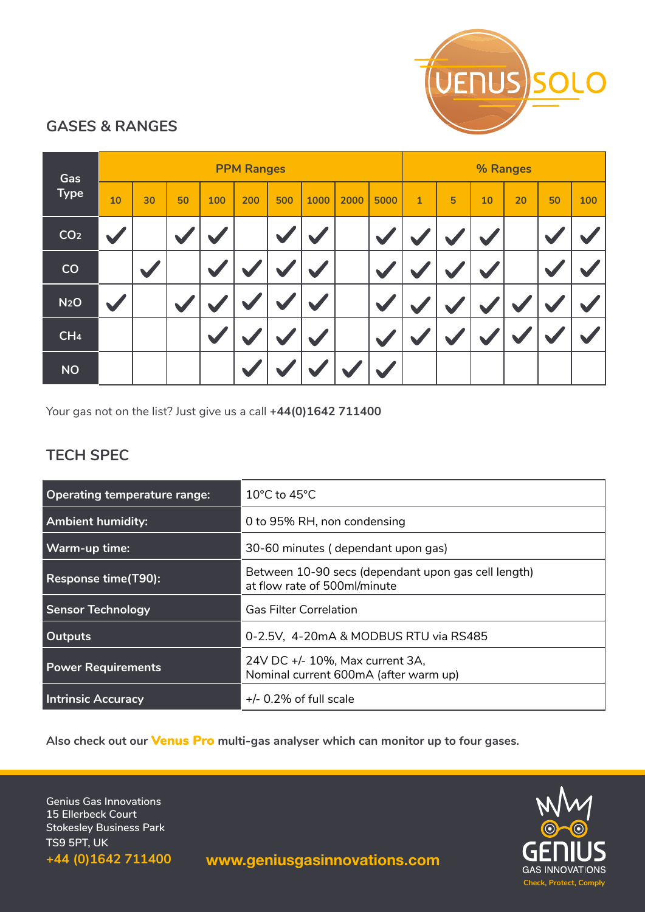VENUS SOLO

## GASES & RANGES

| Gas Type | PPM Ranges | | | | | | | | | % Ranges | | | | | |
|---|---|---|---|---|---|---|---|---|---|---|---|---|---|---|---|
| | 10 | 30 | 50 | 100 | 200 | 500 | 1000 | 2000 | 5000 | 1 | 5 | 10 | 20 | 50 | 100 |
| $CO_2$ | ✓ | | ✓ | ✓ | | ✓ | ✓ | | ✓ | ✓ | ✓ | ✓ | | ✓ | ✓ |
| CO | | ✓ | | ✓ | ✓ | ✓ | ✓ | | ✓ | ✓ | ✓ | ✓ | | ✓ | ✓ |
| $N_2O$ | ✓ | | ✓ | ✓ | ✓ | ✓ | ✓ | | ✓ | ✓ | ✓ | ✓ | ✓ | ✓ | ✓ |
| $CH_4$ | | | | ✓ | ✓ | ✓ | ✓ | | ✓ | ✓ | ✓ | ✓ | ✓ | ✓ | ✓ |
| NO | | | | | ✓ | ✓ | ✓ | ✓ | ✓ | | | | | | |

Your gas not on the list? Just give us a call **+44(0)1642 711400**

## TECH SPEC

| | |
|---|---|
| **Operating temperature range:** | 10°C to 45°C |
| **Ambient humidity:** | 0 to 95% RH, non condensing |
| **Warm-up time:** | 30-60 minutes ( dependant upon gas) |
| **Response time(T90):** | Between 10-90 secs (dependant upon gas cell length) at flow rate of 500ml/minute |
| **Sensor Technology** | Gas Filter Correlation |
| **Outputs** | 0-2.5V, 4-20mA & MODBUS RTU via RS485 |
| **Power Requirements** | 24V DC +/- 10%, Max current 3A, Nominal current 600mA (after warm up) |
| **Intrinsic Accuracy** | +/- 0.2% of full scale |

**Also check out our Venus Pro multi-gas analyser which can monitor up to four gases.**

Genius Gas Innovations
15 Ellerbeck Court
Stokesley Business Park
TS9 5PT, UK
+44 (0)1642 711400

www.geniusgasinnovations.com

GENIUS GAS INNOVATIONS
Check, Protect, Comply